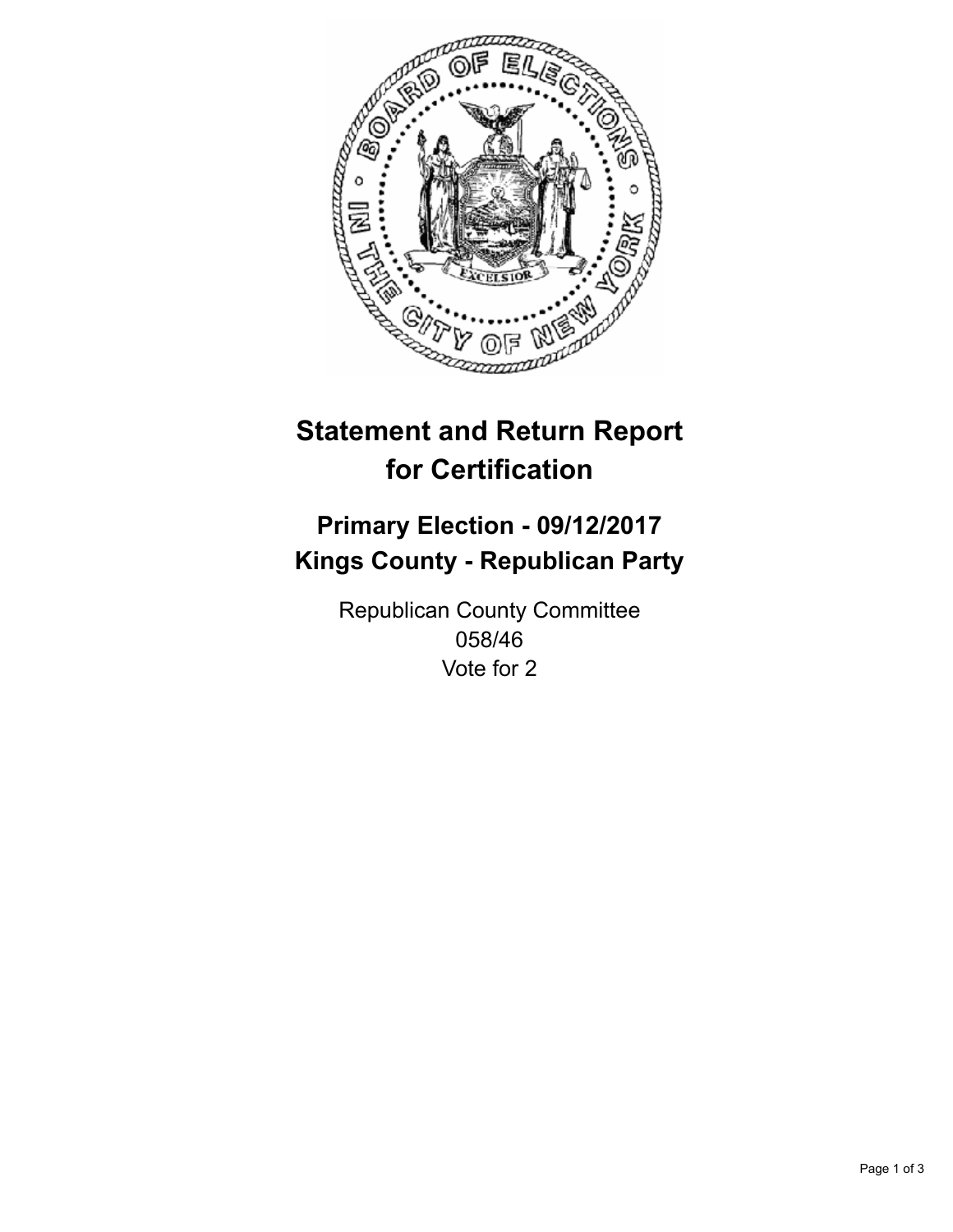# Statement and Return Report for Certification

## Primary Election - 09/12/2017
## Kings County - Republican Party

Republican County Committee
058/46
Vote for 2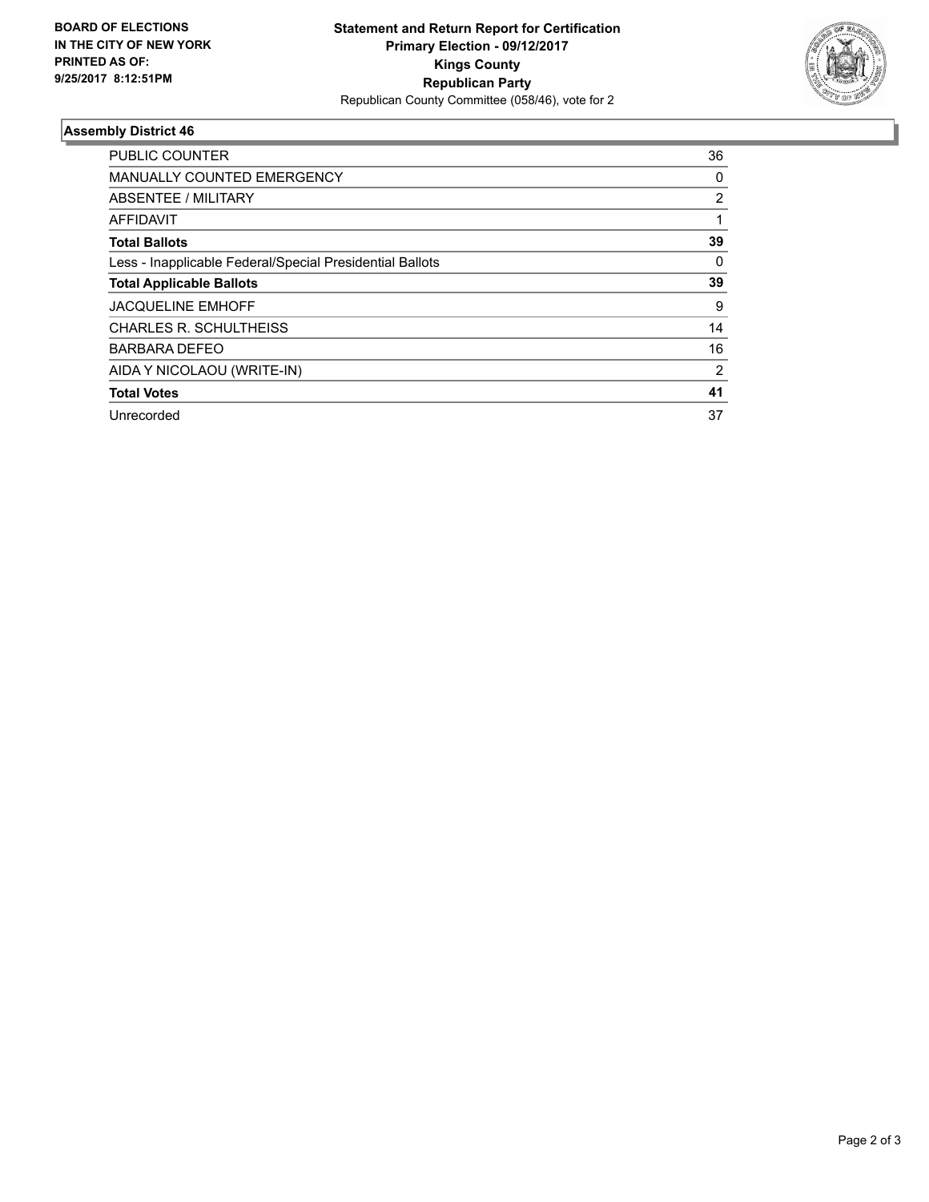**BOARD OF ELECTIONS IN THE CITY OF NEW YORK PRINTED AS OF: 9/25/2017 8:12:51PM**

**Statement and Return Report for Certification**
**Primary Election - 09/12/2017**
**Kings County**
**Republican Party**
Republican County Committee (058/46), vote for 2

### Assembly District 46

| | |
|---|---|
| PUBLIC COUNTER | 36 |
| MANUALLY COUNTED EMERGENCY | 0 |
| ABSENTEE / MILITARY | 2 |
| AFFIDAVIT | 1 |
| **Total Ballots** | **39** |
| Less - Inapplicable Federal/Special Presidential Ballots | 0 |
| **Total Applicable Ballots** | **39** |
| JACQUELINE EMHOFF | 9 |
| CHARLES R. SCHULTHEISS | 14 |
| BARBARA DEFEO | 16 |
| AIDA Y NICOLAOU (WRITE-IN) | 2 |
| **Total Votes** | **41** |
| Unrecorded | 37 |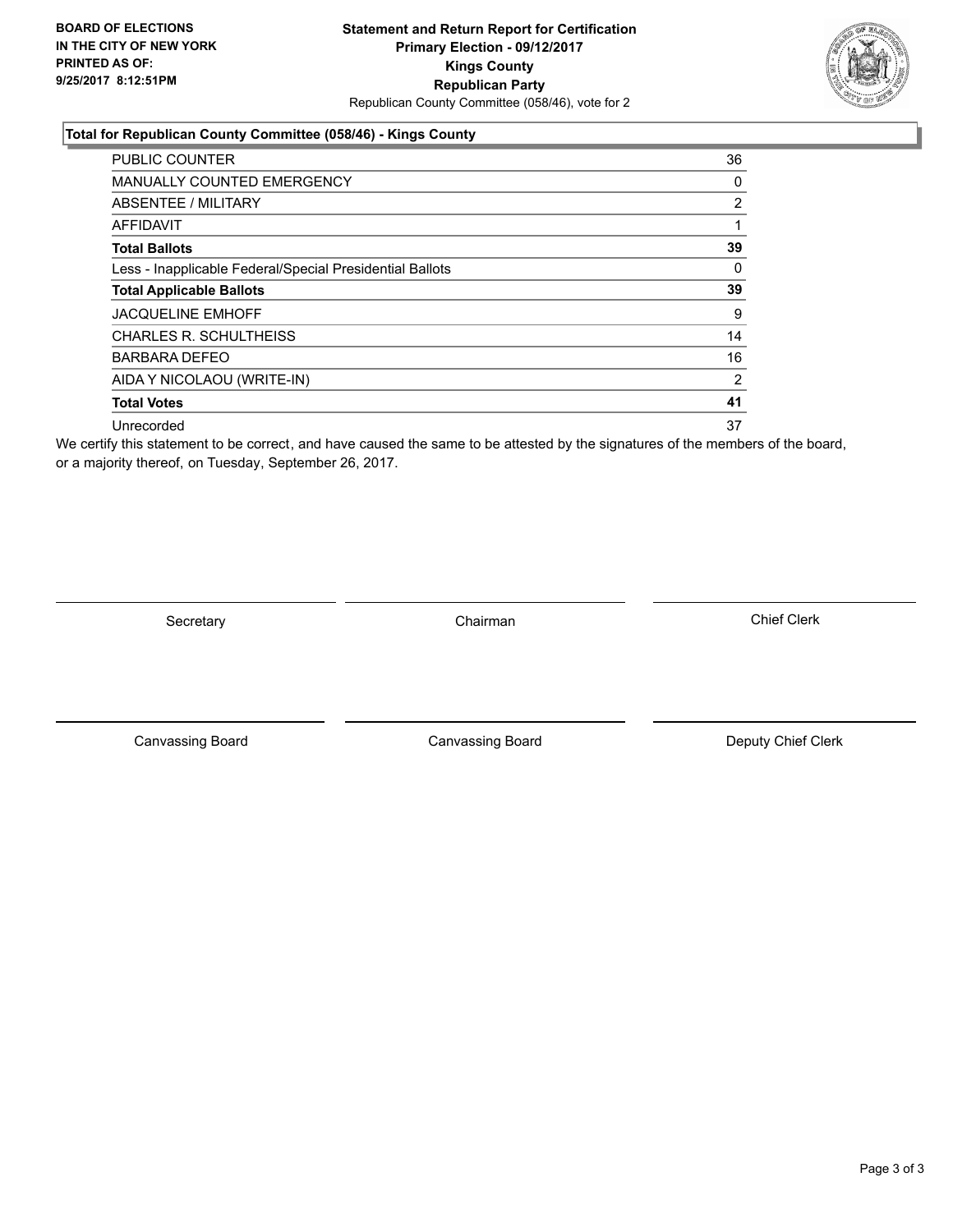**BOARD OF ELECTIONS**
**IN THE CITY OF NEW YORK**
**PRINTED AS OF:**
**9/25/2017 8:12:51PM**

**Statement and Return Report for Certification**
**Primary Election - 09/12/2017**
**Kings County**
**Republican Party**
Republican County Committee (058/46), vote for 2

## Total for Republican County Committee (058/46) - Kings County

| | |
|---|---|
| PUBLIC COUNTER | 36 |
| MANUALLY COUNTED EMERGENCY | 0 |
| ABSENTEE / MILITARY | 2 |
| AFFIDAVIT | 1 |
| **Total Ballots** | **39** |
| Less - Inapplicable Federal/Special Presidential Ballots | 0 |
| **Total Applicable Ballots** | **39** |
| JACQUELINE EMHOFF | 9 |
| CHARLES R. SCHULTHEISS | 14 |
| BARBARA DEFEO | 16 |
| AIDA Y NICOLAOU (WRITE-IN) | 2 |
| **Total Votes** | **41** |
| Unrecorded | 37 |

We certify this statement to be correct, and have caused the same to be attested by the signatures of the members of the board, or a majority thereof, on Tuesday, September 26, 2017.

Secretary

Chairman

Chief Clerk

Canvassing Board

Canvassing Board

Deputy Chief Clerk